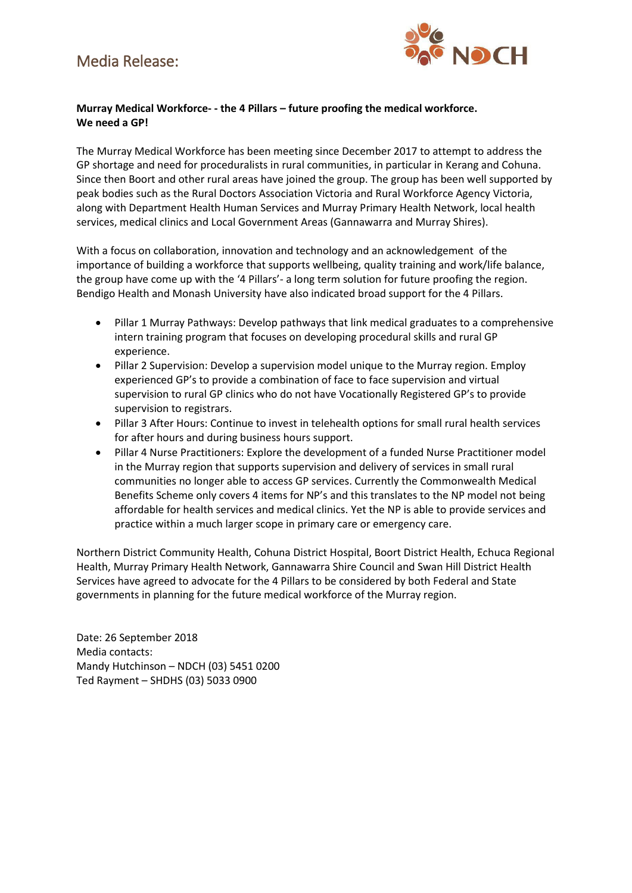# Media Release:

NDCH

**Murray Medical Workforce- - the 4 Pillars – future proofing the medical workforce.**
**We need a GP!**

The Murray Medical Workforce has been meeting since December 2017 to attempt to address the GP shortage and need for proceduralists in rural communities, in particular in Kerang and Cohuna. Since then Boort and other rural areas have joined the group. The group has been well supported by peak bodies such as the Rural Doctors Association Victoria and Rural Workforce Agency Victoria, along with Department Health Human Services and Murray Primary Health Network, local health services, medical clinics and Local Government Areas (Gannawarra and Murray Shires).

With a focus on collaboration, innovation and technology and an acknowledgement of the importance of building a workforce that supports wellbeing, quality training and work/life balance, the group have come up with the '4 Pillars'- a long term solution for future proofing the region. Bendigo Health and Monash University have also indicated broad support for the 4 Pillars.

- Pillar 1 Murray Pathways: Develop pathways that link medical graduates to a comprehensive intern training program that focuses on developing procedural skills and rural GP experience.
- Pillar 2 Supervision: Develop a supervision model unique to the Murray region. Employ experienced GP's to provide a combination of face to face supervision and virtual supervision to rural GP clinics who do not have Vocationally Registered GP's to provide supervision to registrars.
- Pillar 3 After Hours: Continue to invest in telehealth options for small rural health services for after hours and during business hours support.
- Pillar 4 Nurse Practitioners: Explore the development of a funded Nurse Practitioner model in the Murray region that supports supervision and delivery of services in small rural communities no longer able to access GP services. Currently the Commonwealth Medical Benefits Scheme only covers 4 items for NP's and this translates to the NP model not being affordable for health services and medical clinics. Yet the NP is able to provide services and practice within a much larger scope in primary care or emergency care.

Northern District Community Health, Cohuna District Hospital, Boort District Health, Echuca Regional Health, Murray Primary Health Network, Gannawarra Shire Council and Swan Hill District Health Services have agreed to advocate for the 4 Pillars to be considered by both Federal and State governments in planning for the future medical workforce of the Murray region.

Date: 26 September 2018
Media contacts:
Mandy Hutchinson – NDCH (03) 5451 0200
Ted Rayment – SHDHS (03) 5033 0900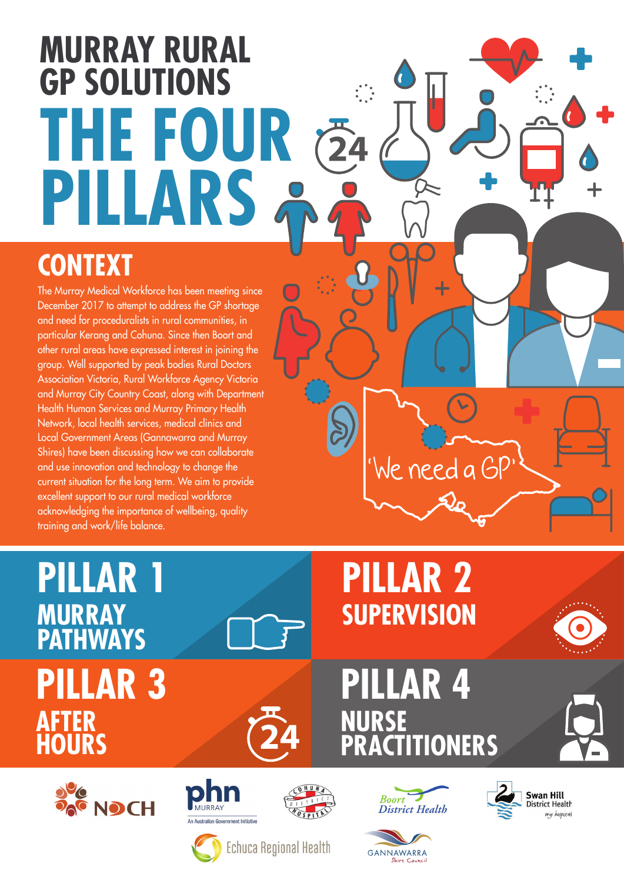# MURRAY RURAL GP SOLUTIONS

# THE FOUR PILLARS

## CONTEXT

The Murray Medical Workforce has been meeting since December 2017 to attempt to address the GP shortage and need for proceduralists in rural communities, in particular Kerang and Cohuna. Since then Boort and other rural areas have expressed interest in joining the group. Well supported by peak bodies Rural Doctors Association Victoria, Rural Workforce Agency Victoria and Murray City Country Coast, along with Department Health Human Services and Murray Primary Health Network, local health services, medical clinics and Local Government Areas (Gannawarra and Murray Shires) have been discussing how we can collaborate and use innovation and technology to change the current situation for the long term. We aim to provide excellent support to our rural medical workforce acknowledging the importance of wellbeing, quality training and work/life balance.

'We need a GP'

## PILLAR 1

### MURRAY PATHWAYS

## PILLAR 2

### SUPERVISION

## PILLAR 3

### AFTER HOURS

## PILLAR 4

### NURSE PRACTITIONERS

NDCH

phn MURRAY — An Australian Government Initiative

Cohuna District Hospital

Boort District Health

Swan Hill District Health — my hospital

Echuca Regional Health

GANNAWARRA Shire Council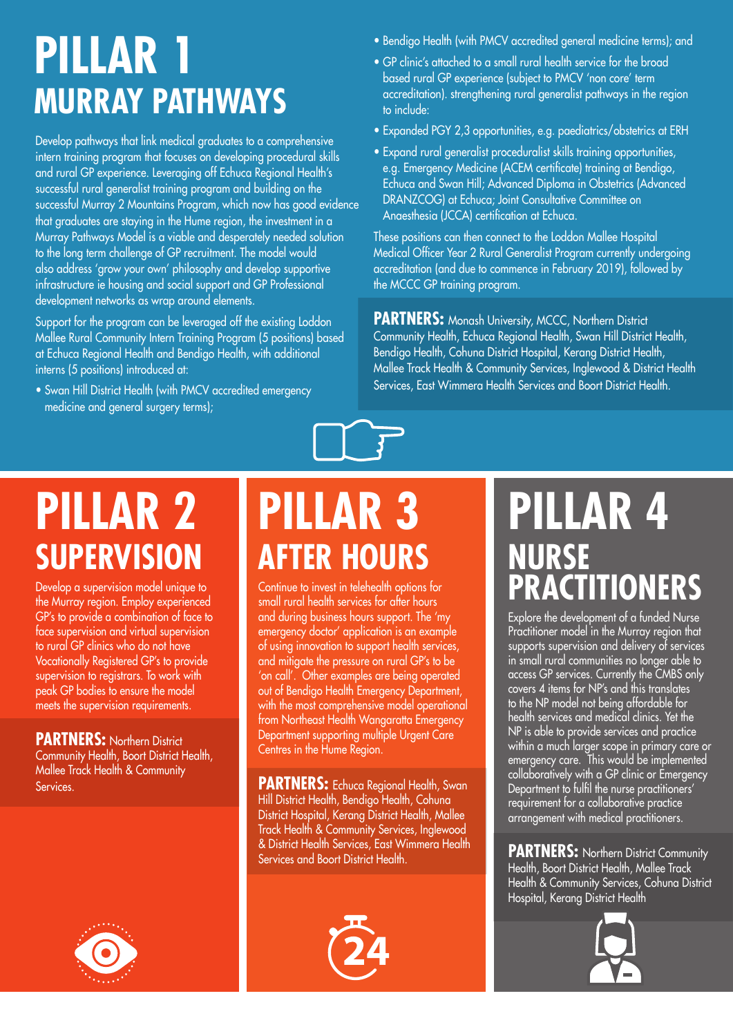# PILLAR 1
## MURRAY PATHWAYS

Develop pathways that link medical graduates to a comprehensive intern training program that focuses on developing procedural skills and rural GP experience. Leveraging off Echuca Regional Health's successful rural generalist training program and building on the successful Murray 2 Mountains Program, which now has good evidence that graduates are staying in the Hume region, the investment in a Murray Pathways Model is a viable and desperately needed solution to the long term challenge of GP recruitment. The model would also address 'grow your own' philosophy and develop supportive infrastructure ie housing and social support and GP Professional development networks as wrap around elements.

Support for the program can be leveraged off the existing Loddon Mallee Rural Community Intern Training Program (5 positions) based at Echuca Regional Health and Bendigo Health, with additional interns (5 positions) introduced at:

- Swan Hill District Health (with PMCV accredited emergency medicine and general surgery terms);
- Bendigo Health (with PMCV accredited general medicine terms); and
- GP clinic's attached to a small rural health service for the broad based rural GP experience (subject to PMCV 'non core' term accreditation). strengthening rural generalist pathways in the region to include:
- Expanded PGY 2,3 opportunities, e.g. paediatrics/obstetrics at ERH
- Expand rural generalist proceduralist skills training opportunities, e.g. Emergency Medicine (ACEM certificate) training at Bendigo, Echuca and Swan Hill; Advanced Diploma in Obstetrics (Advanced DRANZCOG) at Echuca; Joint Consultative Committee on Anaesthesia (JCCA) certification at Echuca.

These positions can then connect to the Loddon Mallee Hospital Medical Officer Year 2 Rural Generalist Program currently undergoing accreditation (and due to commence in February 2019), followed by the MCCC GP training program.

**PARTNERS:** Monash University, MCCC, Northern District Community Health, Echuca Regional Health, Swan Hill District Health, Bendigo Health, Cohuna District Hospital, Kerang District Health, Mallee Track Health & Community Services, Inglewood & District Health Services, East Wimmera Health Services and Boort District Health.

# PILLAR 2
## SUPERVISION

Develop a supervision model unique to the Murray region. Employ experienced GP's to provide a combination of face to face supervision and virtual supervision to rural GP clinics who do not have Vocationally Registered GP's to provide supervision to registrars. To work with peak GP bodies to ensure the model meets the supervision requirements.

**PARTNERS:** Northern District Community Health, Boort District Health, Mallee Track Health & Community Services.

# PILLAR 3
## AFTER HOURS

Continue to invest in telehealth options for small rural health services for after hours and during business hours support. The 'my emergency doctor' application is an example of using innovation to support health services, and mitigate the pressure on rural GP's to be 'on call'. Other examples are being operated out of Bendigo Health Emergency Department, with the most comprehensive model operational from Northeast Health Wangaratta Emergency Department supporting multiple Urgent Care Centres in the Hume Region.

**PARTNERS:** Echuca Regional Health, Swan Hill District Health, Bendigo Health, Cohuna District Hospital, Kerang District Health, Mallee Track Health & Community Services, Inglewood & District Health Services, East Wimmera Health Services and Boort District Health.

# PILLAR 4
## NURSE PRACTITIONERS

Explore the development of a funded Nurse Practitioner model in the Murray region that supports supervision and delivery of services in small rural communities no longer able to access GP services. Currently the CMBS only covers 4 items for NP's and this translates to the NP model not being affordable for health services and medical clinics. Yet the NP is able to provide services and practice within a much larger scope in primary care or emergency care. This would be implemented collaboratively with a GP clinic or Emergency Department to fulfil the nurse practitioners' requirement for a collaborative practice arrangement with medical practitioners.

**PARTNERS:** Northern District Community Health, Boort District Health, Mallee Track Health & Community Services, Cohuna District Hospital, Kerang District Health